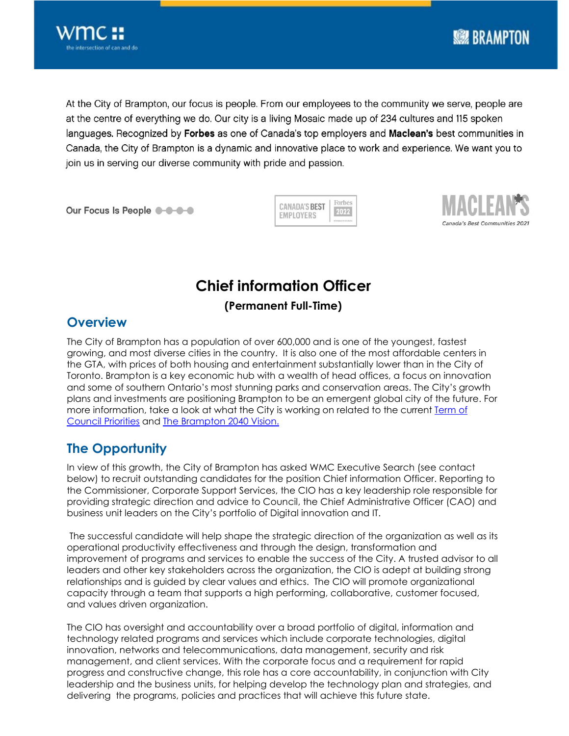At the City of Brampton, our focus is people. From our employees to the community we serve, people are at the centre of everything we do. Our city is a living Mosaic made up of 234 cultures and 115 spoken languages. Recognized by **Forbes** as one of Canada's top employers and **Maclean's** best communities in Canada, the City of Brampton is a dynamic and innovative place to work and experience. We want you to join us in serving our diverse community with pride and passion.

Our Focus Is People

# Chief information Officer

**(Permanent Full-Time)**

## Overview

The City of Brampton has a population of over 600,000 and is one of the youngest, fastest growing, and most diverse cities in the country. It is also one of the most affordable centers in the GTA, with prices of both housing and entertainment substantially lower than in the City of Toronto. Brampton is a key economic hub with a wealth of head offices, a focus on innovation and some of southern Ontario's most stunning parks and conservation areas. The City's growth plans and investments are positioning Brampton to be an emergent global city of the future. For more information, take a look at what the City is working on related to the current Term of Council Priorities and The Brampton 2040 Vision.

## The Opportunity

In view of this growth, the City of Brampton has asked WMC Executive Search (see contact below) to recruit outstanding candidates for the position Chief information Officer. Reporting to the Commissioner, Corporate Support Services, the CIO has a key leadership role responsible for providing strategic direction and advice to Council, the Chief Administrative Officer (CAO) and business unit leaders on the City's portfolio of Digital innovation and IT.

The successful candidate will help shape the strategic direction of the organization as well as its operational productivity effectiveness and through the design, transformation and improvement of programs and services to enable the success of the City. A trusted advisor to all leaders and other key stakeholders across the organization, the CIO is adept at building strong relationships and is guided by clear values and ethics. The CIO will promote organizational capacity through a team that supports a high performing, collaborative, customer focused, and values driven organization.

The CIO has oversight and accountability over a broad portfolio of digital, information and technology related programs and services which include corporate technologies, digital innovation, networks and telecommunications, data management, security and risk management, and client services. With the corporate focus and a requirement for rapid progress and constructive change, this role has a core accountability, in conjunction with City leadership and the business units, for helping develop the technology plan and strategies, and delivering the programs, policies and practices that will achieve this future state.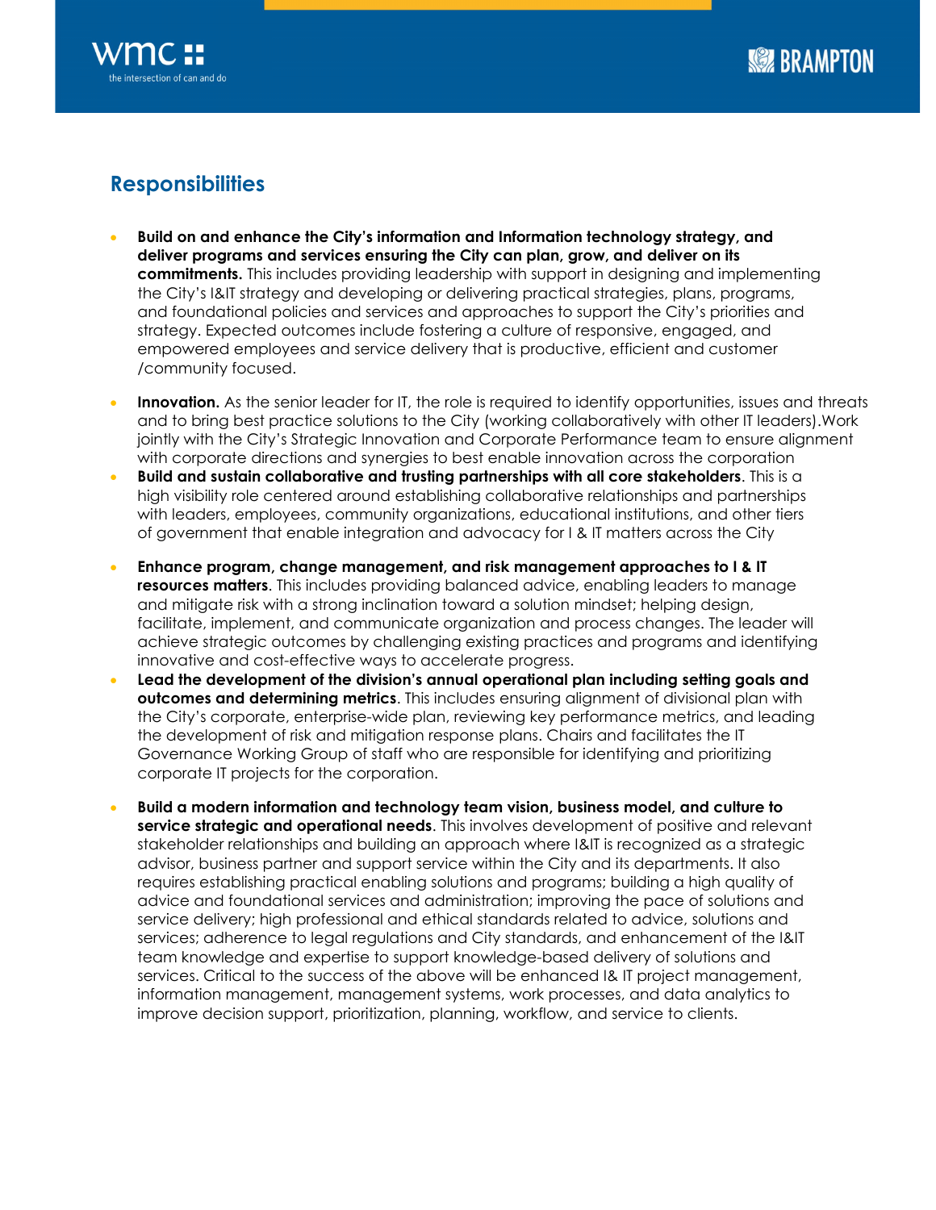## Responsibilities

- **Build on and enhance the City's information and Information technology strategy, and deliver programs and services ensuring the City can plan, grow, and deliver on its commitments.** This includes providing leadership with support in designing and implementing the City's I&IT strategy and developing or delivering practical strategies, plans, programs, and foundational policies and services and approaches to support the City's priorities and strategy. Expected outcomes include fostering a culture of responsive, engaged, and empowered employees and service delivery that is productive, efficient and customer /community focused.

- **Innovation.** As the senior leader for IT, the role is required to identify opportunities, issues and threats and to bring best practice solutions to the City (working collaboratively with other IT leaders).Work jointly with the City's Strategic Innovation and Corporate Performance team to ensure alignment with corporate directions and synergies to best enable innovation across the corporation
- **Build and sustain collaborative and trusting partnerships with all core stakeholders**. This is a high visibility role centered around establishing collaborative relationships and partnerships with leaders, employees, community organizations, educational institutions, and other tiers of government that enable integration and advocacy for I & IT matters across the City

- **Enhance program, change management, and risk management approaches to I & IT resources matters**. This includes providing balanced advice, enabling leaders to manage and mitigate risk with a strong inclination toward a solution mindset; helping design, facilitate, implement, and communicate organization and process changes. The leader will achieve strategic outcomes by challenging existing practices and programs and identifying innovative and cost-effective ways to accelerate progress.
- **Lead the development of the division's annual operational plan including setting goals and outcomes and determining metrics**. This includes ensuring alignment of divisional plan with the City's corporate, enterprise-wide plan, reviewing key performance metrics, and leading the development of risk and mitigation response plans. Chairs and facilitates the IT Governance Working Group of staff who are responsible for identifying and prioritizing corporate IT projects for the corporation.

- **Build a modern information and technology team vision, business model, and culture to service strategic and operational needs**. This involves development of positive and relevant stakeholder relationships and building an approach where I&IT is recognized as a strategic advisor, business partner and support service within the City and its departments. It also requires establishing practical enabling solutions and programs; building a high quality of advice and foundational services and administration; improving the pace of solutions and service delivery; high professional and ethical standards related to advice, solutions and services; adherence to legal regulations and City standards, and enhancement of the I&IT team knowledge and expertise to support knowledge-based delivery of solutions and services. Critical to the success of the above will be enhanced I& IT project management, information management, management systems, work processes, and data analytics to improve decision support, prioritization, planning, workflow, and service to clients.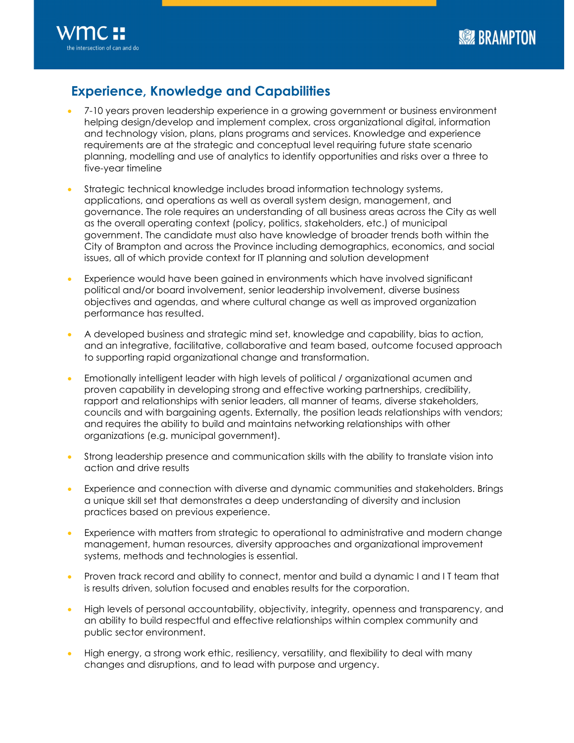## Experience, Knowledge and Capabilities

- 7-10 years proven leadership experience in a growing government or business environment helping design/develop and implement complex, cross organizational digital, information and technology vision, plans, plans programs and services. Knowledge and experience requirements are at the strategic and conceptual level requiring future state scenario planning, modelling and use of analytics to identify opportunities and risks over a three to five-year timeline

- Strategic technical knowledge includes broad information technology systems, applications, and operations as well as overall system design, management, and governance. The role requires an understanding of all business areas across the City as well as the overall operating context (policy, politics, stakeholders, etc.) of municipal government. The candidate must also have knowledge of broader trends both within the City of Brampton and across the Province including demographics, economics, and social issues, all of which provide context for IT planning and solution development

- Experience would have been gained in environments which have involved significant political and/or board involvement, senior leadership involvement, diverse business objectives and agendas, and where cultural change as well as improved organization performance has resulted.

- A developed business and strategic mind set, knowledge and capability, bias to action, and an integrative, facilitative, collaborative and team based, outcome focused approach to supporting rapid organizational change and transformation.

- Emotionally intelligent leader with high levels of political / organizational acumen and proven capability in developing strong and effective working partnerships, credibility, rapport and relationships with senior leaders, all manner of teams, diverse stakeholders, councils and with bargaining agents. Externally, the position leads relationships with vendors; and requires the ability to build and maintains networking relationships with other organizations (e.g. municipal government).

- Strong leadership presence and communication skills with the ability to translate vision into action and drive results

- Experience and connection with diverse and dynamic communities and stakeholders. Brings a unique skill set that demonstrates a deep understanding of diversity and inclusion practices based on previous experience.

- Experience with matters from strategic to operational to administrative and modern change management, human resources, diversity approaches and organizational improvement systems, methods and technologies is essential.

- Proven track record and ability to connect, mentor and build a dynamic I and I T team that is results driven, solution focused and enables results for the corporation.

- High levels of personal accountability, objectivity, integrity, openness and transparency, and an ability to build respectful and effective relationships within complex community and public sector environment.

- High energy, a strong work ethic, resiliency, versatility, and flexibility to deal with many changes and disruptions, and to lead with purpose and urgency.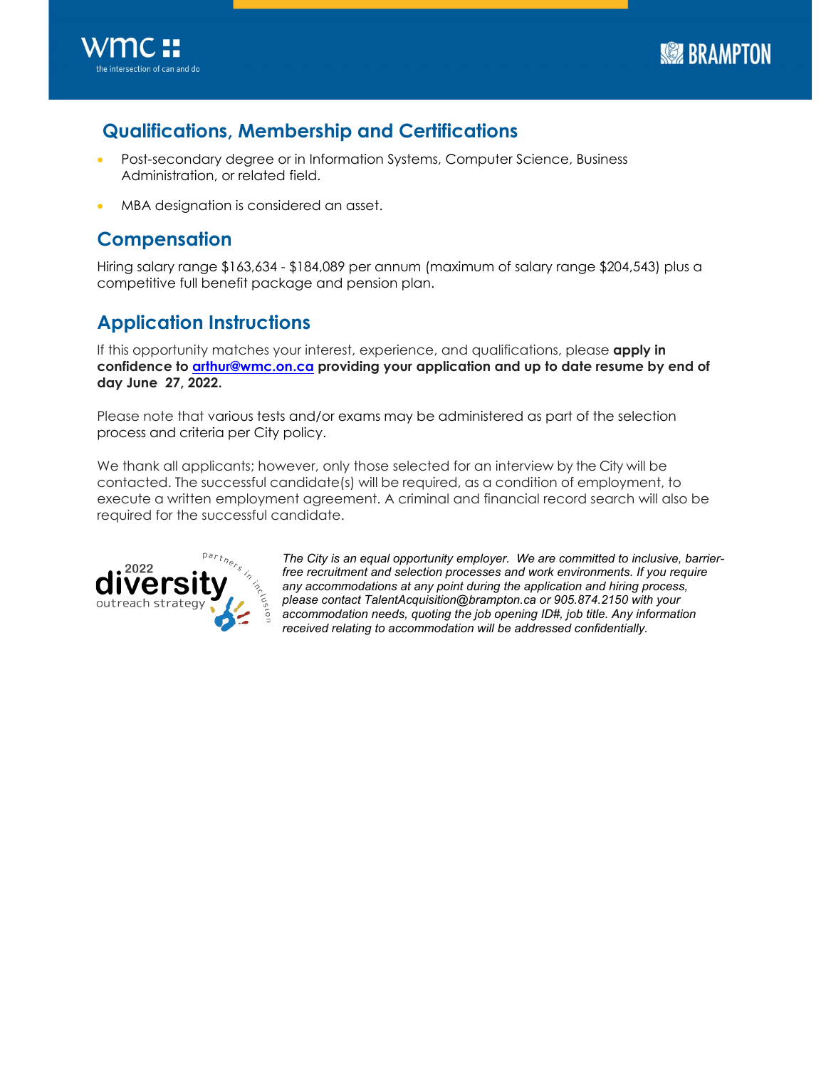## Qualifications, Membership and Certifications

- Post-secondary degree or in Information Systems, Computer Science, Business Administration, or related field.
- MBA designation is considered an asset.

## Compensation

Hiring salary range $163,634 - $184,089 per annum (maximum of salary range $204,543) plus a competitive full benefit package and pension plan.

## Application Instructions

If this opportunity matches your interest, experience, and qualifications, please **apply in confidence to [arthur@wmc.on.ca](mailto:arthur@wmc.on.ca) providing your application and up to date resume by end of day June 27, 2022.**

Please note that various tests and/or exams may be administered as part of the selection process and criteria per City policy.

We thank all applicants; however, only those selected for an interview by the City will be contacted. The successful candidate(s) will be required, as a condition of employment, to execute a written employment agreement. A criminal and financial record search will also be required for the successful candidate.

2022 diversity outreach strategy – partners in inclusion

*The City is an equal opportunity employer. We are committed to inclusive, barrier-free recruitment and selection processes and work environments. If you require any accommodations at any point during the application and hiring process, please contact TalentAcquisition@brampton.ca or 905.874.2150 with your accommodation needs, quoting the job opening ID#, job title. Any information received relating to accommodation will be addressed confidentially.*